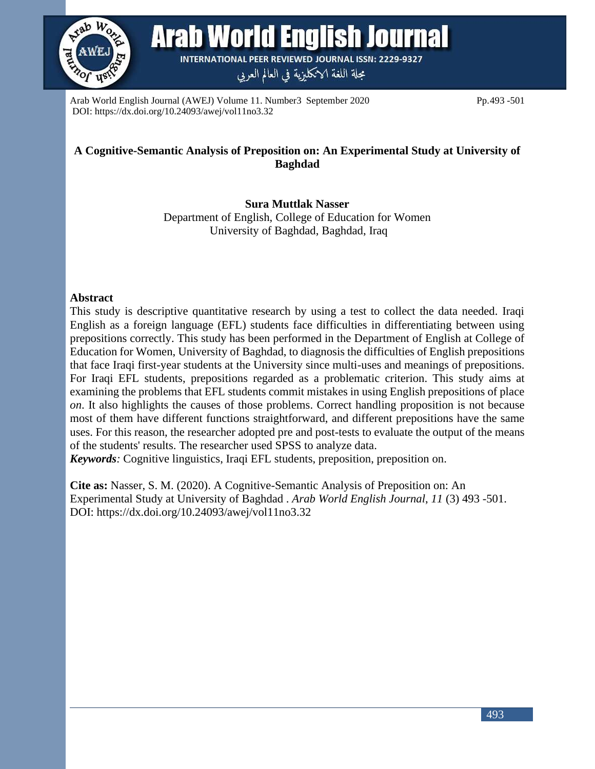Arab World English Journal (AWEJ) Volume 11. Number3 September 2020 Pp.493 -501
DOI: https://dx.doi.org/10.24093/awej/vol11no3.32

# A Cognitive-Semantic Analysis of Preposition on: An Experimental Study at University of Baghdad

**Sura Muttlak Nasser**
Department of English, College of Education for Women
University of Baghdad, Baghdad, Iraq

## Abstract

This study is descriptive quantitative research by using a test to collect the data needed. Iraqi English as a foreign language (EFL) students face difficulties in differentiating between using prepositions correctly. This study has been performed in the Department of English at College of Education for Women, University of Baghdad, to diagnosis the difficulties of English prepositions that face Iraqi first-year students at the University since multi-uses and meanings of prepositions. For Iraqi EFL students, prepositions regarded as a problematic criterion. This study aims at examining the problems that EFL students commit mistakes in using English prepositions of place *on*. It also highlights the causes of those problems. Correct handling proposition is not because most of them have different functions straightforward, and different prepositions have the same uses. For this reason, the researcher adopted pre and post-tests to evaluate the output of the means of the students' results. The researcher used SPSS to analyze data.

***Keywords**:* Cognitive linguistics, Iraqi EFL students, preposition, preposition on.

**Cite as:** Nasser, S. M. (2020). A Cognitive-Semantic Analysis of Preposition on: An Experimental Study at University of Baghdad . *Arab World English Journal, 11* (3) 493 -501. DOI: https://dx.doi.org/10.24093/awej/vol11no3.32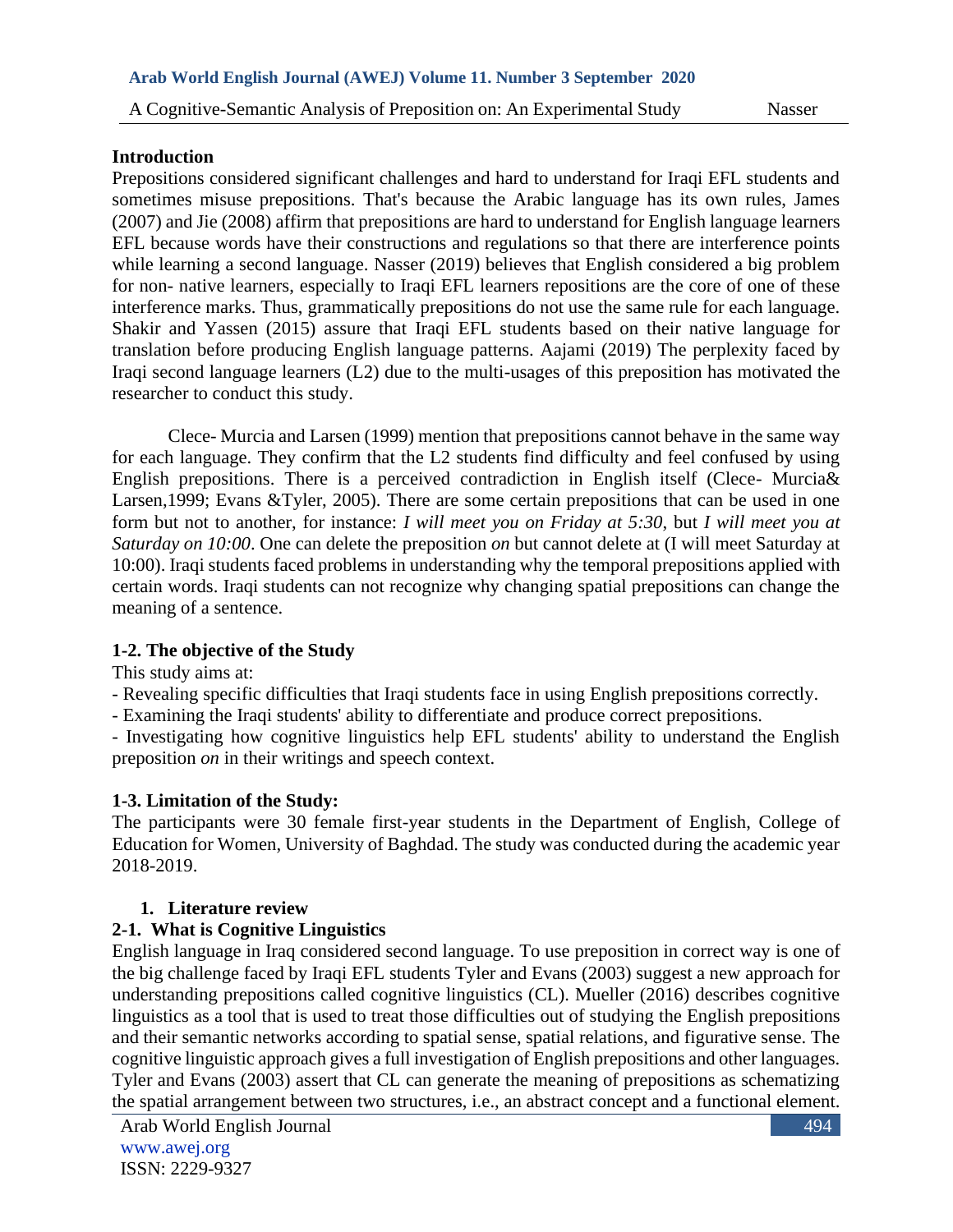## Introduction

Prepositions considered significant challenges and hard to understand for Iraqi EFL students and sometimes misuse prepositions. That's because the Arabic language has its own rules, James (2007) and Jie (2008) affirm that prepositions are hard to understand for English language learners EFL because words have their constructions and regulations so that there are interference points while learning a second language. Nasser (2019) believes that English considered a big problem for non- native learners, especially to Iraqi EFL learners repositions are the core of one of these interference marks. Thus, grammatically prepositions do not use the same rule for each language. Shakir and Yassen (2015) assure that Iraqi EFL students based on their native language for translation before producing English language patterns. Aajami (2019) The perplexity faced by Iraqi second language learners (L2) due to the multi-usages of this preposition has motivated the researcher to conduct this study.

Clece- Murcia and Larsen (1999) mention that prepositions cannot behave in the same way for each language. They confirm that the L2 students find difficulty and feel confused by using English prepositions. There is a perceived contradiction in English itself (Clece- Murcia& Larsen,1999; Evans &Tyler, 2005). There are some certain prepositions that can be used in one form but not to another, for instance: *I will meet you on Friday at 5:30*, but *I will meet you at Saturday on 10:00*. One can delete the preposition *on* but cannot delete at (I will meet Saturday at 10:00). Iraqi students faced problems in understanding why the temporal prepositions applied with certain words. Iraqi students can not recognize why changing spatial prepositions can change the meaning of a sentence.

### 1-2. The objective of the Study

This study aims at:

- Revealing specific difficulties that Iraqi students face in using English prepositions correctly.
- Examining the Iraqi students' ability to differentiate and produce correct prepositions.
- Investigating how cognitive linguistics help EFL students' ability to understand the English preposition *on* in their writings and speech context.

### 1-3. Limitation of the Study:

The participants were 30 female first-year students in the Department of English, College of Education for Women, University of Baghdad. The study was conducted during the academic year 2018-2019.

## 1. Literature review

### 2-1. What is Cognitive Linguistics

English language in Iraq considered second language. To use preposition in correct way is one of the big challenge faced by Iraqi EFL students Tyler and Evans (2003) suggest a new approach for understanding prepositions called cognitive linguistics (CL). Mueller (2016) describes cognitive linguistics as a tool that is used to treat those difficulties out of studying the English prepositions and their semantic networks according to spatial sense, spatial relations, and figurative sense. The cognitive linguistic approach gives a full investigation of English prepositions and other languages. Tyler and Evans (2003) assert that CL can generate the meaning of prepositions as schematizing the spatial arrangement between two structures, i.e., an abstract concept and a functional element.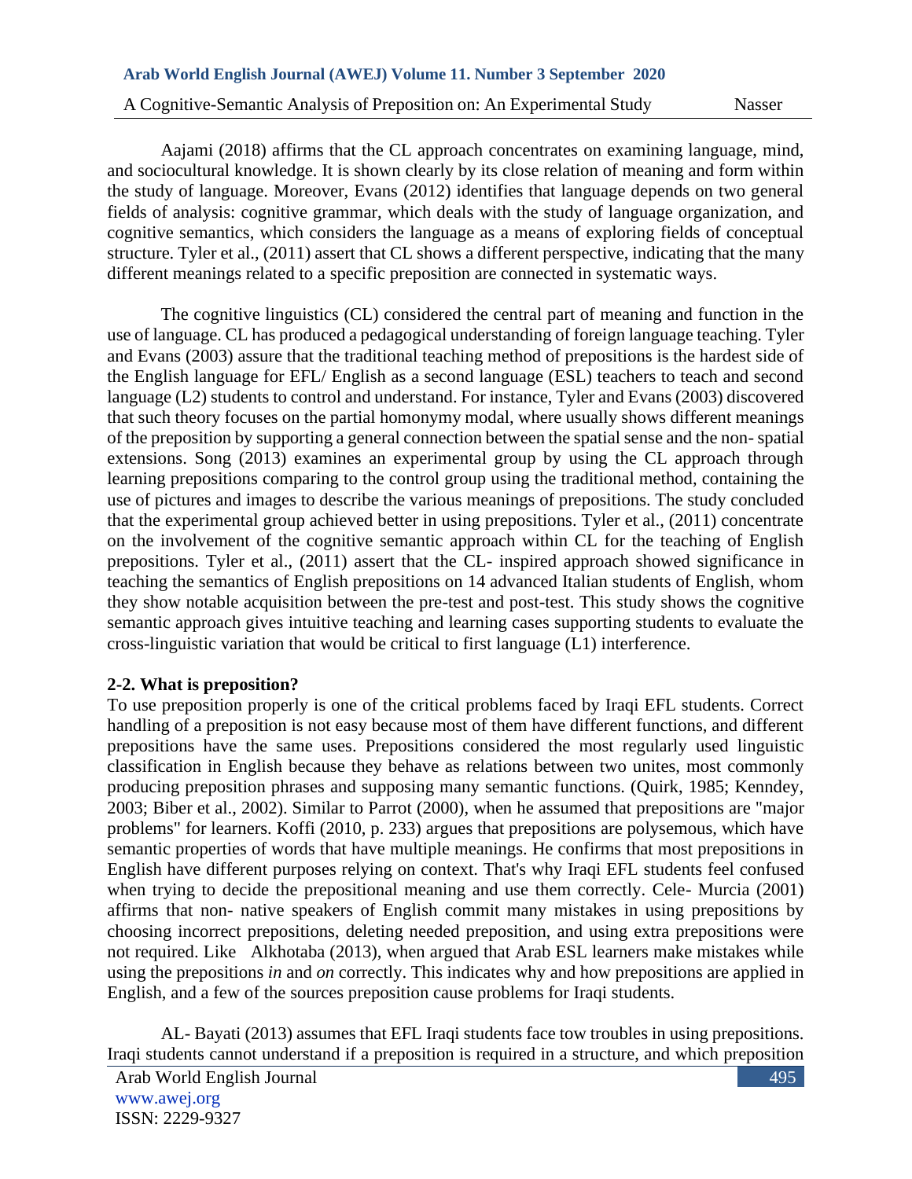Aajami (2018) affirms that the CL approach concentrates on examining language, mind, and sociocultural knowledge. It is shown clearly by its close relation of meaning and form within the study of language. Moreover, Evans (2012) identifies that language depends on two general fields of analysis: cognitive grammar, which deals with the study of language organization, and cognitive semantics, which considers the language as a means of exploring fields of conceptual structure. Tyler et al., (2011) assert that CL shows a different perspective, indicating that the many different meanings related to a specific preposition are connected in systematic ways.

The cognitive linguistics (CL) considered the central part of meaning and function in the use of language. CL has produced a pedagogical understanding of foreign language teaching. Tyler and Evans (2003) assure that the traditional teaching method of prepositions is the hardest side of the English language for EFL/ English as a second language (ESL) teachers to teach and second language (L2) students to control and understand. For instance, Tyler and Evans (2003) discovered that such theory focuses on the partial homonymy modal, where usually shows different meanings of the preposition by supporting a general connection between the spatial sense and the non- spatial extensions. Song (2013) examines an experimental group by using the CL approach through learning prepositions comparing to the control group using the traditional method, containing the use of pictures and images to describe the various meanings of prepositions. The study concluded that the experimental group achieved better in using prepositions. Tyler et al., (2011) concentrate on the involvement of the cognitive semantic approach within CL for the teaching of English prepositions. Tyler et al., (2011) assert that the CL- inspired approach showed significance in teaching the semantics of English prepositions on 14 advanced Italian students of English, whom they show notable acquisition between the pre-test and post-test. This study shows the cognitive semantic approach gives intuitive teaching and learning cases supporting students to evaluate the cross-linguistic variation that would be critical to first language (L1) interference.

## 2-2. What is preposition?

To use preposition properly is one of the critical problems faced by Iraqi EFL students. Correct handling of a preposition is not easy because most of them have different functions, and different prepositions have the same uses. Prepositions considered the most regularly used linguistic classification in English because they behave as relations between two unites, most commonly producing preposition phrases and supposing many semantic functions. (Quirk, 1985; Kenndey, 2003; Biber et al., 2002). Similar to Parrot (2000), when he assumed that prepositions are "major problems" for learners. Koffi (2010, p. 233) argues that prepositions are polysemous, which have semantic properties of words that have multiple meanings. He confirms that most prepositions in English have different purposes relying on context. That's why Iraqi EFL students feel confused when trying to decide the prepositional meaning and use them correctly. Cele- Murcia (2001) affirms that non- native speakers of English commit many mistakes in using prepositions by choosing incorrect prepositions, deleting needed preposition, and using extra prepositions were not required. Like Alkhotaba (2013), when argued that Arab ESL learners make mistakes while using the prepositions *in* and *on* correctly. This indicates why and how prepositions are applied in English, and a few of the sources preposition cause problems for Iraqi students.

AL- Bayati (2013) assumes that EFL Iraqi students face tow troubles in using prepositions. Iraqi students cannot understand if a preposition is required in a structure, and which preposition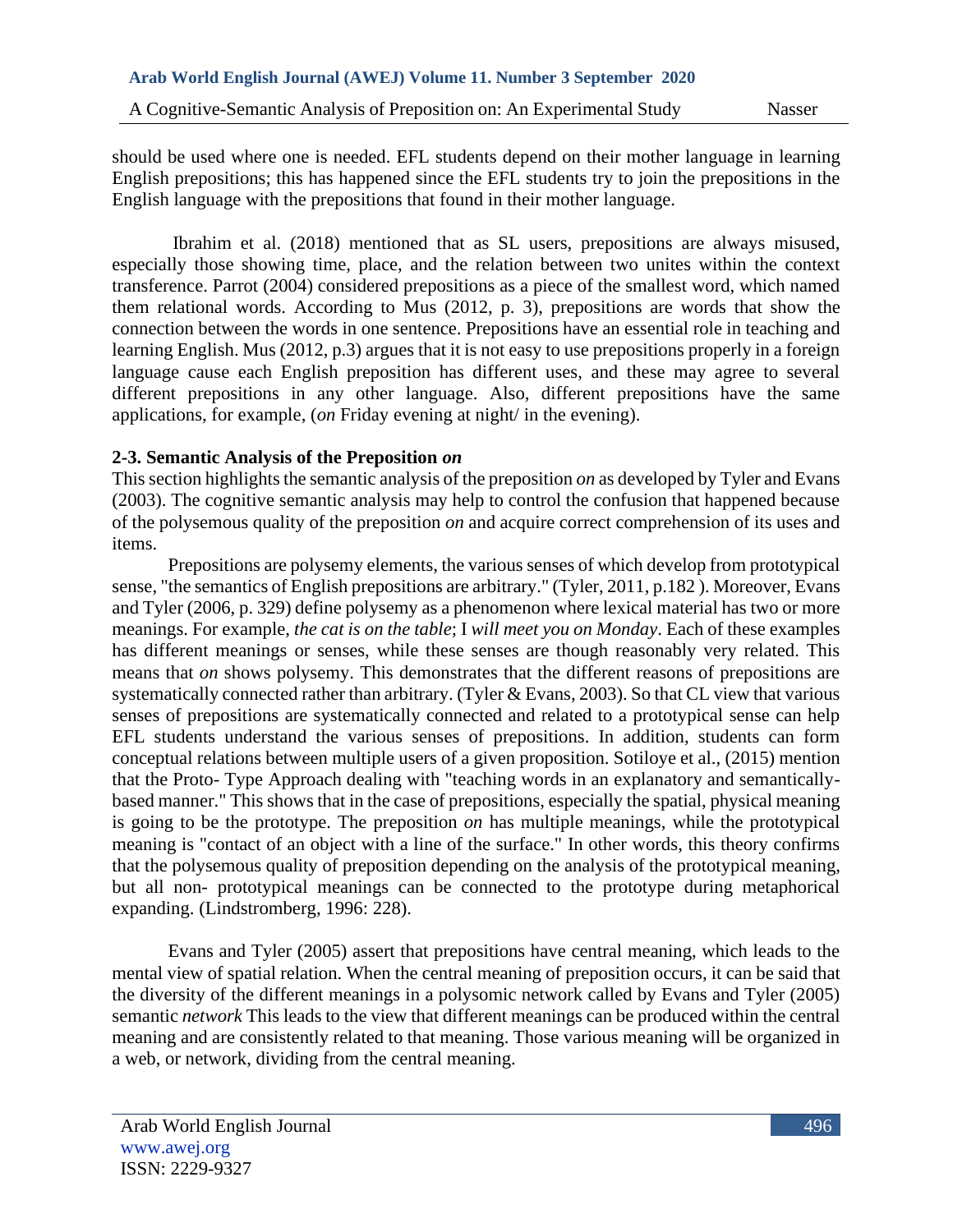should be used where one is needed. EFL students depend on their mother language in learning English prepositions; this has happened since the EFL students try to join the prepositions in the English language with the prepositions that found in their mother language.

Ibrahim et al. (2018) mentioned that as SL users, prepositions are always misused, especially those showing time, place, and the relation between two unites within the context transference. Parrot (2004) considered prepositions as a piece of the smallest word, which named them relational words. According to Mus (2012, p. 3), prepositions are words that show the connection between the words in one sentence. Prepositions have an essential role in teaching and learning English. Mus (2012, p.3) argues that it is not easy to use prepositions properly in a foreign language cause each English preposition has different uses, and these may agree to several different prepositions in any other language. Also, different prepositions have the same applications, for example, (*on* Friday evening at night/ in the evening).

### 2-3. Semantic Analysis of the Preposition *on*

This section highlights the semantic analysis of the preposition *on* as developed by Tyler and Evans (2003). The cognitive semantic analysis may help to control the confusion that happened because of the polysemous quality of the preposition *on* and acquire correct comprehension of its uses and items.

Prepositions are polysemy elements, the various senses of which develop from prototypical sense, "the semantics of English prepositions are arbitrary." (Tyler, 2011, p.182 ). Moreover, Evans and Tyler (2006, p. 329) define polysemy as a phenomenon where lexical material has two or more meanings. For example, *the cat is on the table*; I *will meet you on Monday*. Each of these examples has different meanings or senses, while these senses are though reasonably very related. This means that *on* shows polysemy. This demonstrates that the different reasons of prepositions are systematically connected rather than arbitrary. (Tyler & Evans, 2003). So that CL view that various senses of prepositions are systematically connected and related to a prototypical sense can help EFL students understand the various senses of prepositions. In addition, students can form conceptual relations between multiple users of a given proposition. Sotiloye et al., (2015) mention that the Proto- Type Approach dealing with "teaching words in an explanatory and semantically-based manner." This shows that in the case of prepositions, especially the spatial, physical meaning is going to be the prototype. The preposition *on* has multiple meanings, while the prototypical meaning is "contact of an object with a line of the surface." In other words, this theory confirms that the polysemous quality of preposition depending on the analysis of the prototypical meaning, but all non- prototypical meanings can be connected to the prototype during metaphorical expanding. (Lindstromberg, 1996: 228).

Evans and Tyler (2005) assert that prepositions have central meaning, which leads to the mental view of spatial relation. When the central meaning of preposition occurs, it can be said that the diversity of the different meanings in a polysomic network called by Evans and Tyler (2005) semantic *network* This leads to the view that different meanings can be produced within the central meaning and are consistently related to that meaning. Those various meaning will be organized in a web, or network, dividing from the central meaning.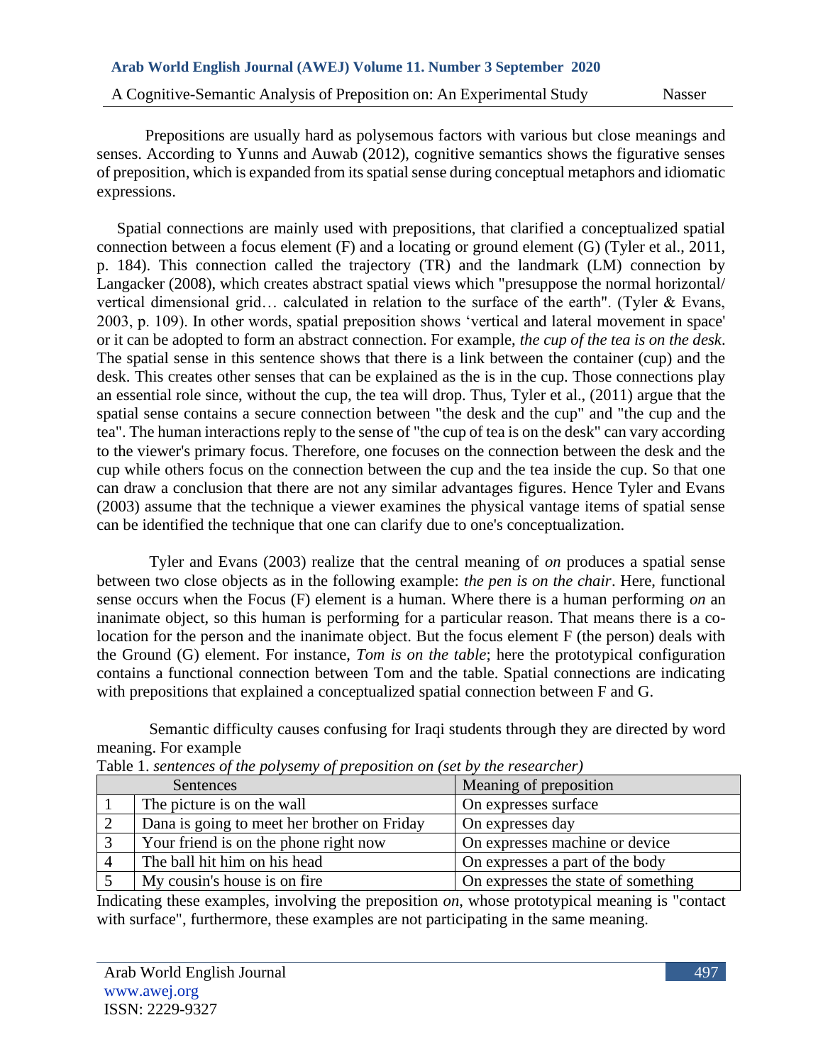Prepositions are usually hard as polysemous factors with various but close meanings and senses. According to Yunns and Auwab (2012), cognitive semantics shows the figurative senses of preposition, which is expanded from its spatial sense during conceptual metaphors and idiomatic expressions.

Spatial connections are mainly used with prepositions, that clarified a conceptualized spatial connection between a focus element (F) and a locating or ground element (G) (Tyler et al., 2011, p. 184). This connection called the trajectory (TR) and the landmark (LM) connection by Langacker (2008), which creates abstract spatial views which "presuppose the normal horizontal/ vertical dimensional grid… calculated in relation to the surface of the earth". (Tyler & Evans, 2003, p. 109). In other words, spatial preposition shows 'vertical and lateral movement in space' or it can be adopted to form an abstract connection. For example, *the cup of the tea is on the desk*. The spatial sense in this sentence shows that there is a link between the container (cup) and the desk. This creates other senses that can be explained as the is in the cup. Those connections play an essential role since, without the cup, the tea will drop. Thus, Tyler et al., (2011) argue that the spatial sense contains a secure connection between "the desk and the cup" and "the cup and the tea". The human interactions reply to the sense of "the cup of tea is on the desk" can vary according to the viewer's primary focus. Therefore, one focuses on the connection between the desk and the cup while others focus on the connection between the cup and the tea inside the cup. So that one can draw a conclusion that there are not any similar advantages figures. Hence Tyler and Evans (2003) assume that the technique a viewer examines the physical vantage items of spatial sense can be identified the technique that one can clarify due to one's conceptualization.

Tyler and Evans (2003) realize that the central meaning of *on* produces a spatial sense between two close objects as in the following example: *the pen is on the chair*. Here, functional sense occurs when the Focus (F) element is a human. Where there is a human performing *on* an inanimate object, so this human is performing for a particular reason. That means there is a co-location for the person and the inanimate object. But the focus element F (the person) deals with the Ground (G) element. For instance, *Tom is on the table*; here the prototypical configuration contains a functional connection between Tom and the table. Spatial connections are indicating with prepositions that explained a conceptualized spatial connection between F and G.

Semantic difficulty causes confusing for Iraqi students through they are directed by word meaning. For example

Table 1. *sentences of the polysemy of preposition on (set by the researcher)*

| | Sentences | Meaning of preposition |
|---|---|---|
| 1 | The picture is on the wall | On expresses surface |
| 2 | Dana is going to meet her brother on Friday | On expresses day |
| 3 | Your friend is on the phone right now | On expresses machine or device |
| 4 | The ball hit him on his head | On expresses a part of the body |
| 5 | My cousin's house is on fire | On expresses the state of something |

Indicating these examples, involving the preposition *on*, whose prototypical meaning is "contact with surface", furthermore, these examples are not participating in the same meaning.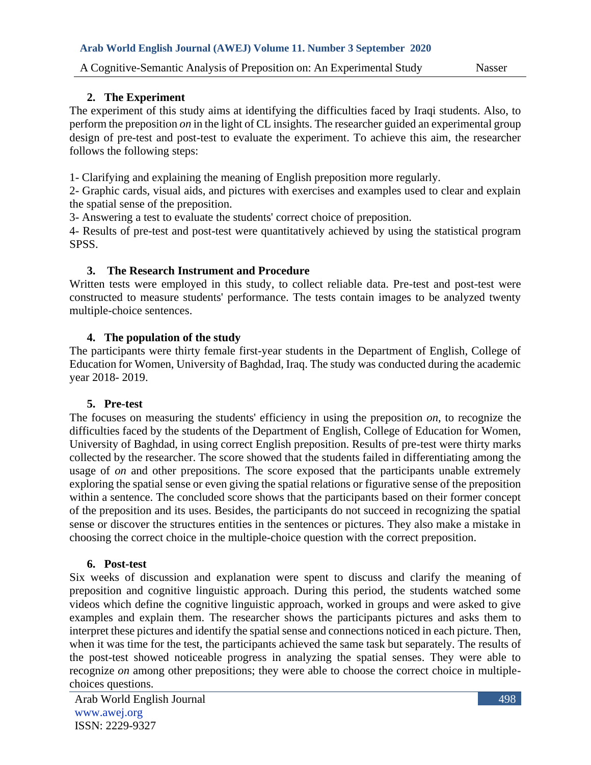## 2. The Experiment

The experiment of this study aims at identifying the difficulties faced by Iraqi students. Also, to perform the preposition *on* in the light of CL insights. The researcher guided an experimental group design of pre-test and post-test to evaluate the experiment. To achieve this aim, the researcher follows the following steps:

1- Clarifying and explaining the meaning of English preposition more regularly.
2- Graphic cards, visual aids, and pictures with exercises and examples used to clear and explain the spatial sense of the preposition.
3- Answering a test to evaluate the students' correct choice of preposition.
4- Results of pre-test and post-test were quantitatively achieved by using the statistical program SPSS.

## 3. The Research Instrument and Procedure

Written tests were employed in this study, to collect reliable data. Pre-test and post-test were constructed to measure students' performance. The tests contain images to be analyzed twenty multiple-choice sentences.

## 4. The population of the study

The participants were thirty female first-year students in the Department of English, College of Education for Women, University of Baghdad, Iraq. The study was conducted during the academic year 2018- 2019.

## 5. Pre-test

The focuses on measuring the students' efficiency in using the preposition *on,* to recognize the difficulties faced by the students of the Department of English, College of Education for Women, University of Baghdad, in using correct English preposition. Results of pre-test were thirty marks collected by the researcher. The score showed that the students failed in differentiating among the usage of *on* and other prepositions. The score exposed that the participants unable extremely exploring the spatial sense or even giving the spatial relations or figurative sense of the preposition within a sentence. The concluded score shows that the participants based on their former concept of the preposition and its uses. Besides, the participants do not succeed in recognizing the spatial sense or discover the structures entities in the sentences or pictures. They also make a mistake in choosing the correct choice in the multiple-choice question with the correct preposition.

## 6. Post-test

Six weeks of discussion and explanation were spent to discuss and clarify the meaning of preposition and cognitive linguistic approach. During this period, the students watched some videos which define the cognitive linguistic approach, worked in groups and were asked to give examples and explain them. The researcher shows the participants pictures and asks them to interpret these pictures and identify the spatial sense and connections noticed in each picture. Then, when it was time for the test, the participants achieved the same task but separately. The results of the post-test showed noticeable progress in analyzing the spatial senses. They were able to recognize *on* among other prepositions; they were able to choose the correct choice in multiple-choices questions.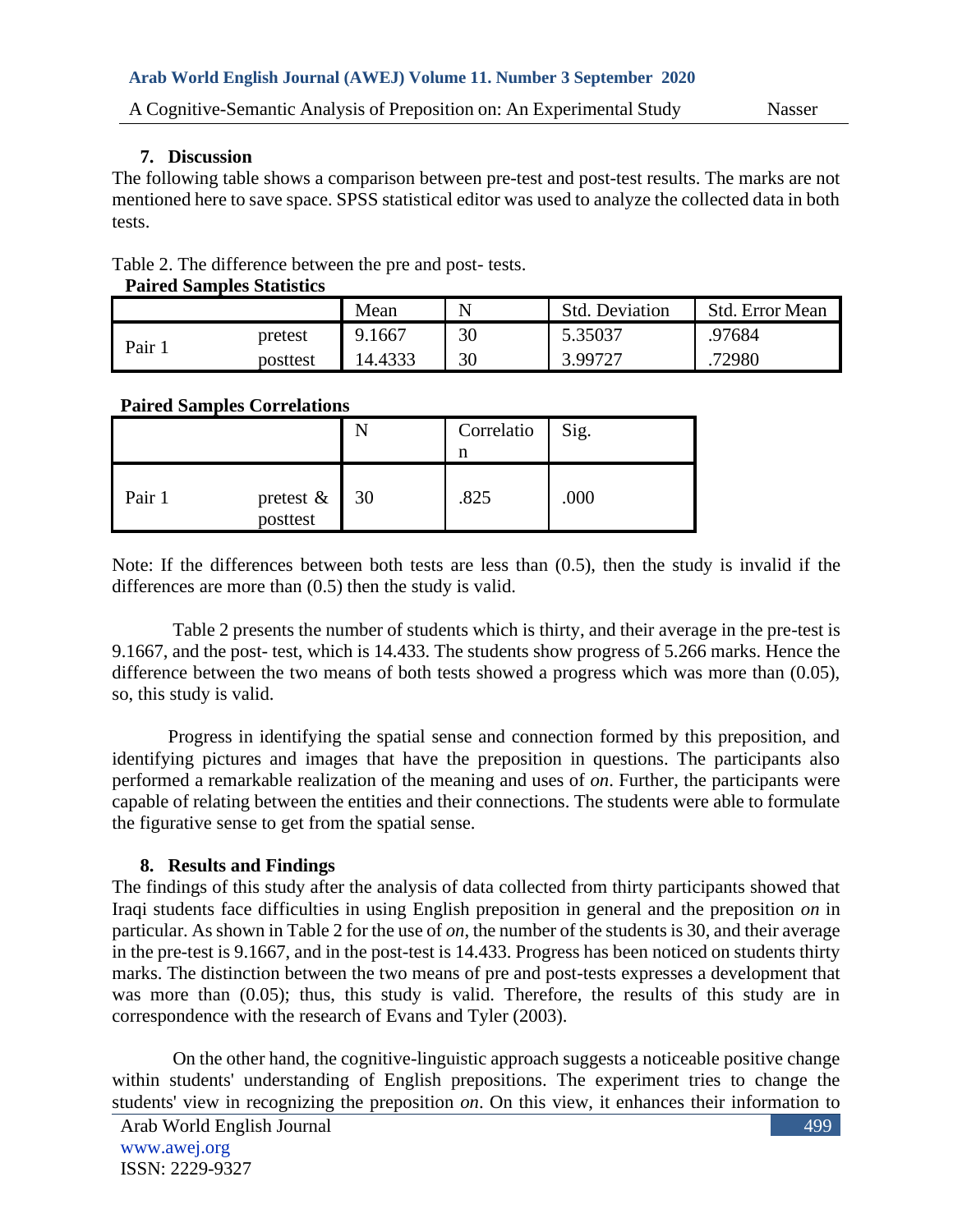## 7. Discussion

The following table shows a comparison between pre-test and post-test results. The marks are not mentioned here to save space. SPSS statistical editor was used to analyze the collected data in both tests.

Table 2. The difference between the pre and post- tests.

**Paired Samples Statistics**

| | | Mean | N | Std. Deviation | Std. Error Mean |
|---|---|---|---|---|---|
| Pair 1 | pretest | 9.1667 | 30 | 5.35037 | .97684 |
| | posttest | 14.4333 | 30 | 3.99727 | .72980 |

**Paired Samples Correlations**

| | | N | Correlation | Sig. |
|---|---|---|---|---|
| Pair 1 | pretest & posttest | 30 | .825 | .000 |

Note: If the differences between both tests are less than (0.5), then the study is invalid if the differences are more than (0.5) then the study is valid.

Table 2 presents the number of students which is thirty, and their average in the pre-test is 9.1667, and the post- test, which is 14.433. The students show progress of 5.266 marks. Hence the difference between the two means of both tests showed a progress which was more than (0.05), so, this study is valid.

Progress in identifying the spatial sense and connection formed by this preposition, and identifying pictures and images that have the preposition in questions. The participants also performed a remarkable realization of the meaning and uses of *on*. Further, the participants were capable of relating between the entities and their connections. The students were able to formulate the figurative sense to get from the spatial sense.

## 8. Results and Findings

The findings of this study after the analysis of data collected from thirty participants showed that Iraqi students face difficulties in using English preposition in general and the preposition *on* in particular. As shown in Table 2 for the use of *on*, the number of the students is 30, and their average in the pre-test is 9.1667, and in the post-test is 14.433. Progress has been noticed on students thirty marks. The distinction between the two means of pre and post-tests expresses a development that was more than (0.05); thus, this study is valid. Therefore, the results of this study are in correspondence with the research of Evans and Tyler (2003).

On the other hand, the cognitive-linguistic approach suggests a noticeable positive change within students' understanding of English prepositions. The experiment tries to change the students' view in recognizing the preposition *on*. On this view, it enhances their information to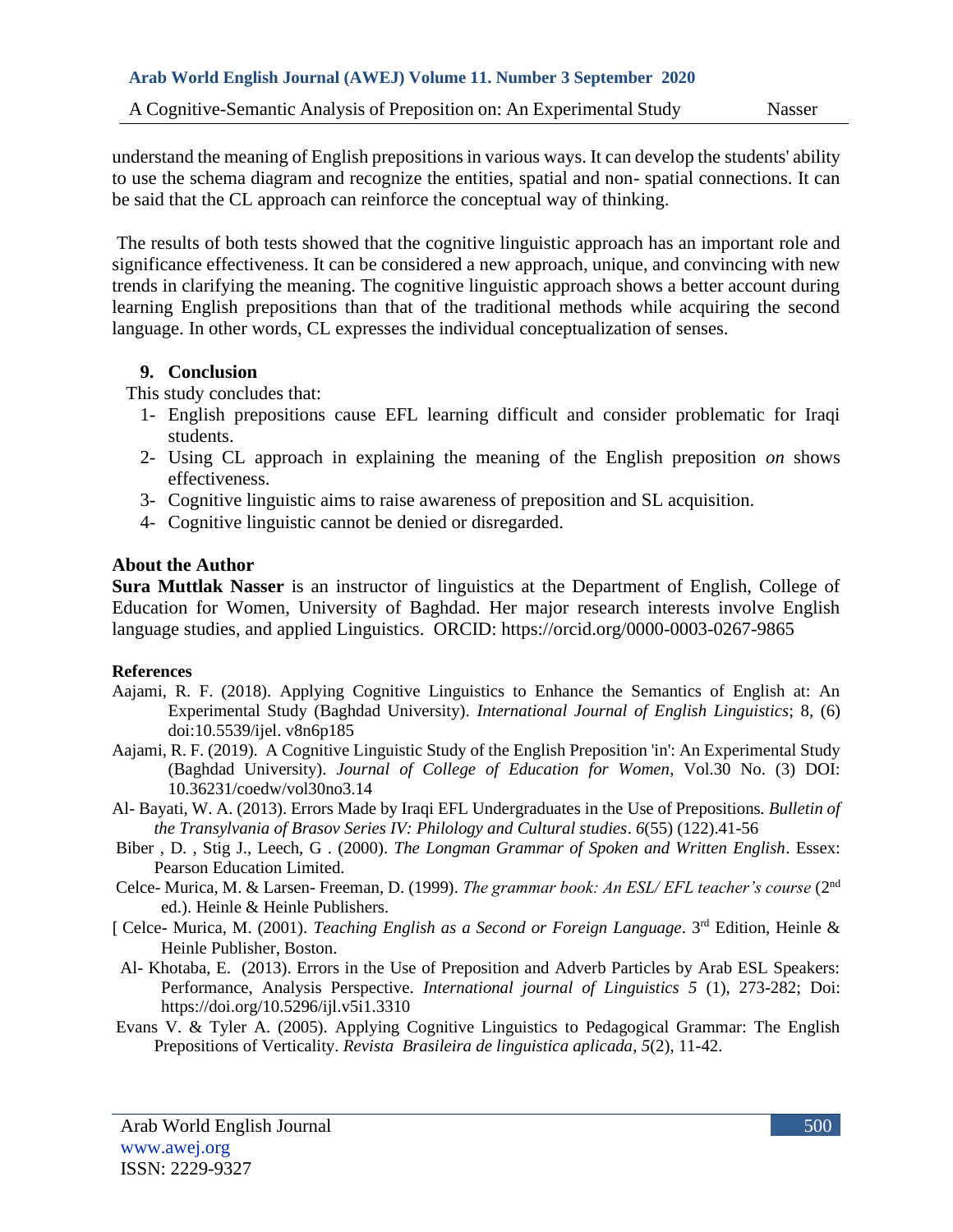understand the meaning of English prepositions in various ways. It can develop the students' ability to use the schema diagram and recognize the entities, spatial and non- spatial connections. It can be said that the CL approach can reinforce the conceptual way of thinking.

The results of both tests showed that the cognitive linguistic approach has an important role and significance effectiveness. It can be considered a new approach, unique, and convincing with new trends in clarifying the meaning. The cognitive linguistic approach shows a better account during learning English prepositions than that of the traditional methods while acquiring the second language. In other words, CL expresses the individual conceptualization of senses.

## 9. Conclusion

This study concludes that:

1- English prepositions cause EFL learning difficult and consider problematic for Iraqi students.
2- Using CL approach in explaining the meaning of the English preposition *on* shows effectiveness.
3- Cognitive linguistic aims to raise awareness of preposition and SL acquisition.
4- Cognitive linguistic cannot be denied or disregarded.

## About the Author

**Sura Muttlak Nasser** is an instructor of linguistics at the Department of English, College of Education for Women, University of Baghdad. Her major research interests involve English language studies, and applied Linguistics. ORCID: https://orcid.org/0000-0003-0267-9865

## References

Aajami, R. F. (2018). Applying Cognitive Linguistics to Enhance the Semantics of English at: An Experimental Study (Baghdad University). *International Journal of English Linguistics*; 8, (6) doi:10.5539/ijel. v8n6p185

Aajami, R. F. (2019). A Cognitive Linguistic Study of the English Preposition 'in': An Experimental Study (Baghdad University). *Journal of College of Education for Women*, Vol.30 No. (3) DOI: 10.36231/coedw/vol30no3.14

Al- Bayati, W. A. (2013). Errors Made by Iraqi EFL Undergraduates in the Use of Prepositions. *Bulletin of the Transylvania of Brasov Series IV: Philology and Cultural studies*. *6*(55) (122).41-56

Biber , D. , Stig J., Leech, G . (2000). *The Longman Grammar of Spoken and Written English*. Essex: Pearson Education Limited.

Celce- Murica, M. & Larsen- Freeman, D. (1999). *The grammar book: An ESL/ EFL teacher's course* (2nd ed.). Heinle & Heinle Publishers.

[ Celce- Murica, M. (2001). *Teaching English as a Second or Foreign Language*. 3rd Edition, Heinle & Heinle Publisher, Boston.

Al- Khotaba, E. (2013). Errors in the Use of Preposition and Adverb Particles by Arab ESL Speakers: Performance, Analysis Perspective. *International journal of Linguistics 5* (1), 273-282; Doi: https://doi.org/10.5296/ijl.v5i1.3310

Evans V. & Tyler A. (2005). Applying Cognitive Linguistics to Pedagogical Grammar: The English Prepositions of Verticality. *Revista Brasileira de linguistica aplicada*, *5*(2), 11-42.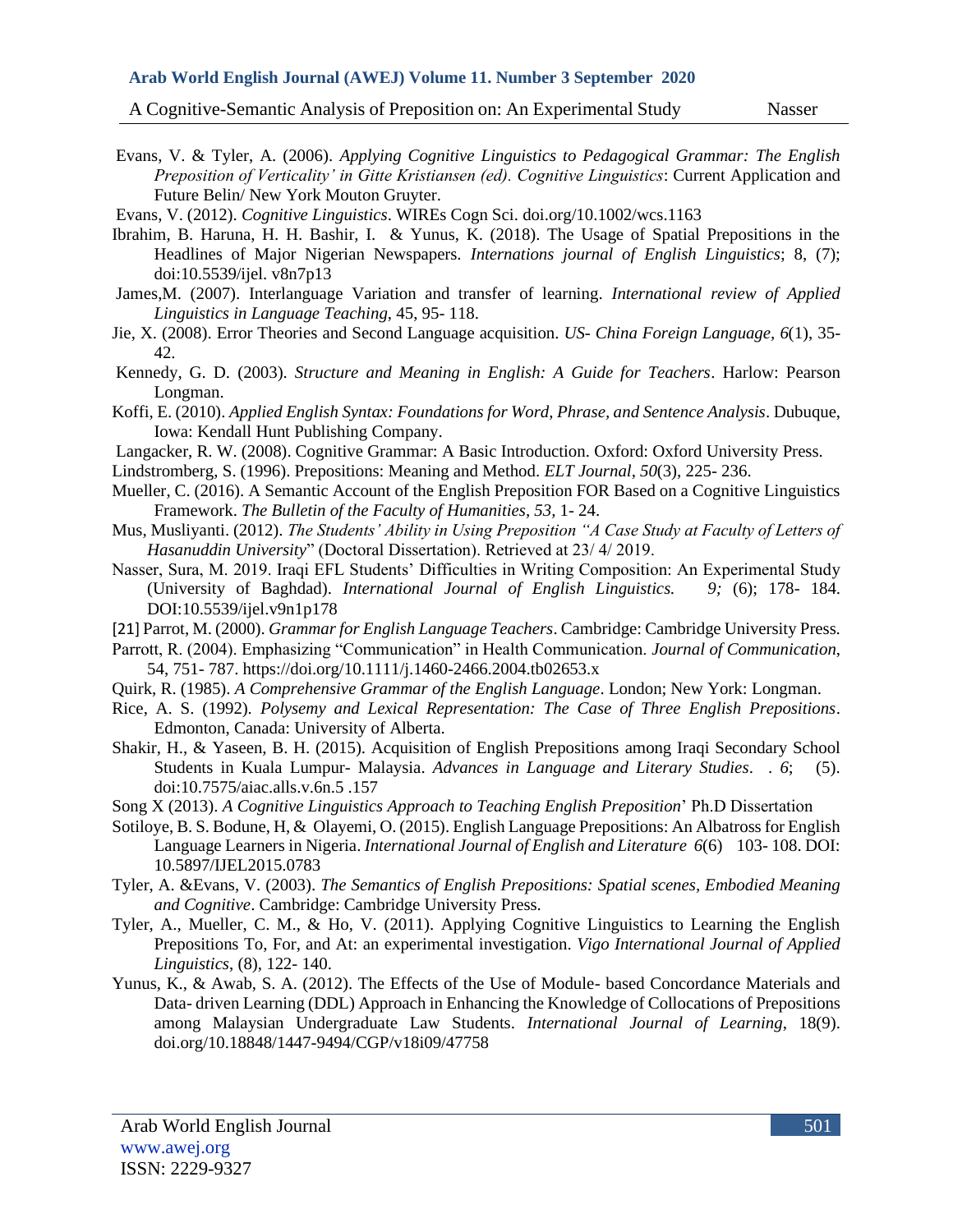Evans, V. & Tyler, A. (2006). *Applying Cognitive Linguistics to Pedagogical Grammar: The English Preposition of Verticality' in Gitte Kristiansen (ed). Cognitive Linguistics*: Current Application and Future Belin/ New York Mouton Gruyter.

Evans, V. (2012). *Cognitive Linguistics*. WIREs Cogn Sci. doi.org/10.1002/wcs.1163

Ibrahim, B. Haruna, H. H. Bashir, I. & Yunus, K. (2018). The Usage of Spatial Prepositions in the Headlines of Major Nigerian Newspapers. *Internations journal of English Linguistics*; 8, (7); doi:10.5539/ijel. v8n7p13

James,M. (2007). Interlanguage Variation and transfer of learning. *International review of Applied Linguistics in Language Teaching*, 45, 95- 118.

Jie, X. (2008). Error Theories and Second Language acquisition. *US- China Foreign Language, 6*(1), 35- 42.

Kennedy, G. D. (2003). *Structure and Meaning in English: A Guide for Teachers*. Harlow: Pearson Longman.

Koffi, E. (2010). *Applied English Syntax: Foundations for Word, Phrase, and Sentence Analysis*. Dubuque, Iowa: Kendall Hunt Publishing Company.

Langacker, R. W. (2008). Cognitive Grammar: A Basic Introduction. Oxford: Oxford University Press.

Lindstromberg, S. (1996). Prepositions: Meaning and Method. *ELT Journal*, *50*(3), 225- 236.

Mueller, C. (2016). A Semantic Account of the English Preposition FOR Based on a Cognitive Linguistics Framework. *The Bulletin of the Faculty of Humanities, 53,* 1- 24.

Mus, Musliyanti. (2012). *The Students' Ability in Using Preposition "A Case Study at Faculty of Letters of Hasanuddin University*" (Doctoral Dissertation). Retrieved at 23/ 4/ 2019.

Nasser, Sura, M. 2019. Iraqi EFL Students' Difficulties in Writing Composition: An Experimental Study (University of Baghdad). *International Journal of English Linguistics. 9;* (6); 178- 184. DOI:10.5539/ijel.v9n1p178

[21] Parrot, M. (2000). *Grammar for English Language Teachers*. Cambridge: Cambridge University Press.

Parrott, R. (2004). Emphasizing "Communication" in Health Communication. *Journal of Communication*, 54, 751- 787. https://doi.org/10.1111/j.1460-2466.2004.tb02653.x

Quirk, R. (1985). *A Comprehensive Grammar of the English Language*. London; New York: Longman.

Rice, A. S. (1992). *Polysemy and Lexical Representation: The Case of Three English Prepositions*. Edmonton, Canada: University of Alberta.

Shakir, H., & Yaseen, B. H. (2015). Acquisition of English Prepositions among Iraqi Secondary School Students in Kuala Lumpur- Malaysia. *Advances in Language and Literary Studies*. . *6*; (5). doi:10.7575/aiac.alls.v.6n.5 .157

Song X (2013). *A Cognitive Linguistics Approach to Teaching English Preposition*' Ph.D Dissertation

Sotiloye, B. S. Bodune, H, & Olayemi, O. (2015). English Language Prepositions: An Albatross for English Language Learners in Nigeria. *International Journal of English and Literature 6*(6) 103- 108. DOI: 10.5897/IJEL2015.0783

Tyler, A. &Evans, V. (2003). *The Semantics of English Prepositions: Spatial scenes, Embodied Meaning and Cognitive*. Cambridge: Cambridge University Press.

Tyler, A., Mueller, C. M., & Ho, V. (2011). Applying Cognitive Linguistics to Learning the English Prepositions To, For, and At: an experimental investigation. *Vigo International Journal of Applied Linguistics*, (8), 122- 140.

Yunus, K., & Awab, S. A. (2012). The Effects of the Use of Module- based Concordance Materials and Data- driven Learning (DDL) Approach in Enhancing the Knowledge of Collocations of Prepositions among Malaysian Undergraduate Law Students. *International Journal of Learning*, 18(9). doi.org/10.18848/1447-9494/CGP/v18i09/47758